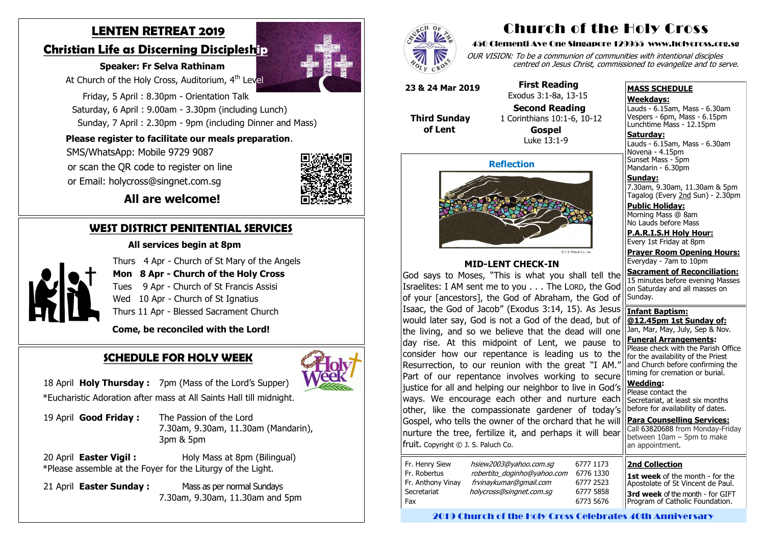# Church of the Holy Cross

**450 Clementi Ave One Singapore 129955 www.holycross.org.sg**

*OUR VISION: To be a communion of communities with intentional disciples centred on Jesus Christ, commissioned to evangelize and to serve.*

**23 & 24 Mar 2019**

**Third Sunday of Lent**

**First Reading**
Exodus 3:1-8a, 13-15

**Second Reading**
1 Corinthians 10:1-6, 10-12

**Gospel**
Luke 13:1-9

## Reflection

© J. S. Paluch Co., Inc.

### MID-LENT CHECK-IN

God says to Moses, "This is what you shall tell the Israelites: I AM sent me to you . . . The LORD, the God of your [ancestors], the God of Abraham, the God of Isaac, the God of Jacob" (Exodus 3:14, 15). As Jesus would later say, God is not a God of the dead, but of the living, and so we believe that the dead will one day rise. At this midpoint of Lent, we pause to consider how our repentance is leading us to the Resurrection, to our reunion with the great "I AM." Part of our repentance involves working to secure justice for all and helping our neighbor to live in God's ways. We encourage each other and nurture each other, like the compassionate gardener of today's Gospel, who tells the owner of the orchard that he will nurture the tree, fertilize it, and perhaps it will bear fruit. Copyright © J. S. Paluch Co.

| | | |
|---|---|---|
| Fr. Henry Siew | *hsiew2003@yahoo.com.sg* | 6777 1173 |
| Fr. Robertus | *robertito_doginho@yahoo.com* | 6776 1330 |
| Fr. Anthony Vinay | *frvinaykumar@gmail.com* | 6777 2523 |
| Secretariat | *holycross@singnet.com.sg* | 6777 5858 |
| Fax | | 6773 5676 |

### MASS SCHEDULE

**Weekdays:**
Lauds - 6.15am, Mass - 6.30am
Vespers - 6pm, Mass - 6.15pm
Lunchtime Mass - 12.15pm

**Saturday:**
Lauds - 6.15am, Mass - 6.30am
Novena - 4.15pm
Sunset Mass - 5pm
Mandarin - 6.30pm

**Sunday:**
7.30am, 9.30am, 11.30am & 5pm
Tagalog (Every 2nd Sun) - 2.30pm

**Public Holiday:**
Morning Mass @ 8am
No Lauds before Mass

**P.A.R.I.S.H Holy Hour:**
Every 1st Friday at 8pm

**Prayer Room Opening Hours:**
Everyday - 7am to 10pm

**Sacrament of Reconciliation:**
15 minutes before evening Masses on Saturday and all masses on Sunday.

**Infant Baptism:**
**@12.45pm 1st Sunday of:**
Jan, Mar, May, July, Sep & Nov.

**Funeral Arrangements:**
Please check with the Parish Office for the availability of the Priest and Church before confirming the timing for cremation or burial.

**Wedding:**
Please contact the Secretariat, at least six months before for availability of dates.

**Para Counselling Services:**
Call 63820688 from Monday-Friday between 10am – 5pm to make an appointment.

**2nd Collection**

**1st week** of the month - for the Apostolate of St Vincent de Paul.

**3rd week** of the month - for GIFT Program of Catholic Foundation.

## LENTEN RETREAT 2019

### Christian Life as Discerning Discipleship

**Speaker: Fr Selva Rathinam**

At Church of the Holy Cross, Auditorium, 4th Level

Friday, 5 April : 8.30pm - Orientation Talk
Saturday, 6 April : 9.00am - 3.30pm (including Lunch)
Sunday, 7 April : 2.30pm - 9pm (including Dinner and Mass)

**Please register to facilitate our meals preparation**.
SMS/WhatsApp: Mobile 9729 9087
or scan the QR code to register on line
or Email: holycross@singnet.com.sg

**All are welcome!**

## WEST DISTRICT PENITENTIAL SERVICES

**All services begin at 8pm**

Thurs 4 Apr - Church of St Mary of the Angels
**Mon 8 Apr - Church of the Holy Cross**
Tues 9 Apr - Church of St Francis Assisi
Wed 10 Apr - Church of St Ignatius
Thurs 11 Apr - Blessed Sacrament Church

**Come, be reconciled with the Lord!**

## SCHEDULE FOR HOLY WEEK

18 April **Holy Thursday :** 7pm (Mass of the Lord's Supper)
*Eucharistic Adoration after mass at All Saints Hall till midnight.

19 April **Good Friday :** The Passion of the Lord
7.30am, 9.30am, 11.30am (Mandarin), 3pm & 5pm

20 April **Easter Vigil :** Holy Mass at 8pm (Bilingual)
*Please assemble at the Foyer for the Liturgy of the Light.

21 April **Easter Sunday :** Mass as per normal Sundays
7.30am, 9.30am, 11.30am and 5pm

2019 Church of the Holy Cross Celebrates 40th Anniversary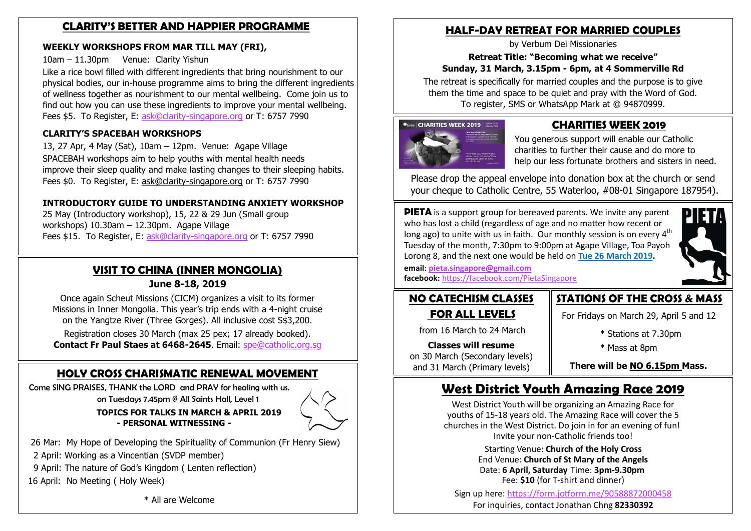## CLARITY'S BETTER AND HAPPIER PROGRAMME

**WEEKLY WORKSHOPS FROM MAR TILL MAY (FRI),**

10am – 11.30pm    Venue: Clarity Yishun

Like a rice bowl filled with different ingredients that bring nourishment to our physical bodies, our in-house programme aims to bring the different ingredients of wellness together as nourishment to our mental wellbeing. Come join us to find out how you can use these ingredients to improve your mental wellbeing. Fees $5. To Register, E: ask@clarity-singapore.org or T: 6757 7990

**CLARITY'S SPACEBAH WORKSHOPS**

13, 27 Apr, 4 May (Sat), 10am – 12pm. Venue: Agape Village

SPACEBAH workshops aim to help youths with mental health needs improve their sleep quality and make lasting changes to their sleeping habits. Fees $0. To Register, E: ask@clarity-singapore.org or T: 6757 7990

**INTRODUCTORY GUIDE TO UNDERSTANDING ANXIETY WORKSHOP**

25 May (Introductory workshop), 15, 22 & 29 Jun (Small group workshops) 10.30am – 12.30pm. Agape Village

Fees $15. To Register, E: ask@clarity-singapore.org or T: 6757 7990

## VISIT TO CHINA (INNER MONGOLIA)

**June 8-18, 2019**

Once again Scheut Missions (CICM) organizes a visit to its former Missions in Inner Mongolia. This year's trip ends with a 4-night cruise on the Yangtze River (Three Gorges). All inclusive cost S$3,200.

Registration closes 30 March (max 25 pex; 17 already booked). **Contact Fr Paul Staes at 6468-2645**. Email: spe@catholic.org.sg

## HOLY CROSS CHARISMATIC RENEWAL MOVEMENT

Come SING PRAISES, THANK the LORD and PRAY for healing with us. on Tuesdays 7.45pm @ All Saints Hall, Level 1

**TOPICS FOR TALKS IN MARCH & APRIL 2019 - PERSONAL WITNESSING -**

26 Mar: My Hope of Developing the Spirituality of Communion (Fr Henry Siew)
2 April: Working as a Vincentian (SVDP member)
9 April: The nature of God's Kingdom ( Lenten reflection)
16 April: No Meeting ( Holy Week)

* All are Welcome

## HALF-DAY RETREAT FOR MARRIED COUPLES

by Verbum Dei Missionaries

**Retreat Title: "Becoming what we receive"**
**Sunday, 31 March, 3.15pm - 6pm, at 4 Sommerville Rd**

The retreat is specifically for married couples and the purpose is to give them the time and space to be quiet and pray with the Word of God. To register, SMS or WhatsApp Mark at @ 94870999.

## CHARITIES WEEK 2019

You generous support will enable our Catholic charities to further their cause and do more to help our less fortunate brothers and sisters in need.

Please drop the appeal envelope into donation box at the church or send your cheque to Catholic Centre, 55 Waterloo, #08-01 Singapore 187954).

**PIETA** is a support group for bereaved parents. We invite any parent who has lost a child (regardless of age and no matter how recent or long ago) to unite with us in faith. Our monthly session is on every 4th Tuesday of the month, 7:30pm to 9:00pm at Agape Village, Toa Payoh Lorong 8, and the next one would be held on **Tue 26 March 2019.**

**email:** pieta.singapore@gmail.com
**facebook:** https://facebook.com/PietaSingapore

## NO CATECHISM CLASSES FOR ALL LEVELS

from 16 March to 24 March

**Classes will resume** on 30 March (Secondary levels) and 31 March (Primary levels)

## STATIONS OF THE CROSS & MASS

For Fridays on March 29, April 5 and 12

* Stations at 7.30pm
* Mass at 8pm

**There will be NO 6.15pm Mass.**

## West District Youth Amazing Race 2019

West District Youth will be organizing an Amazing Race for youths of 15-18 years old. The Amazing Race will cover the 5 churches in the West District. Do join in for an evening of fun! Invite your non-Catholic friends too!

Starting Venue: **Church of the Holy Cross**
End Venue: **Church of St Mary of the Angels**
Date: **6 April, Saturday** Time: **3pm-9.30pm**
Fee: **$10** (for T-shirt and dinner)

Sign up here: https://form.jotform.me/90588872000458
For inquiries, contact Jonathan Chng **82330392**